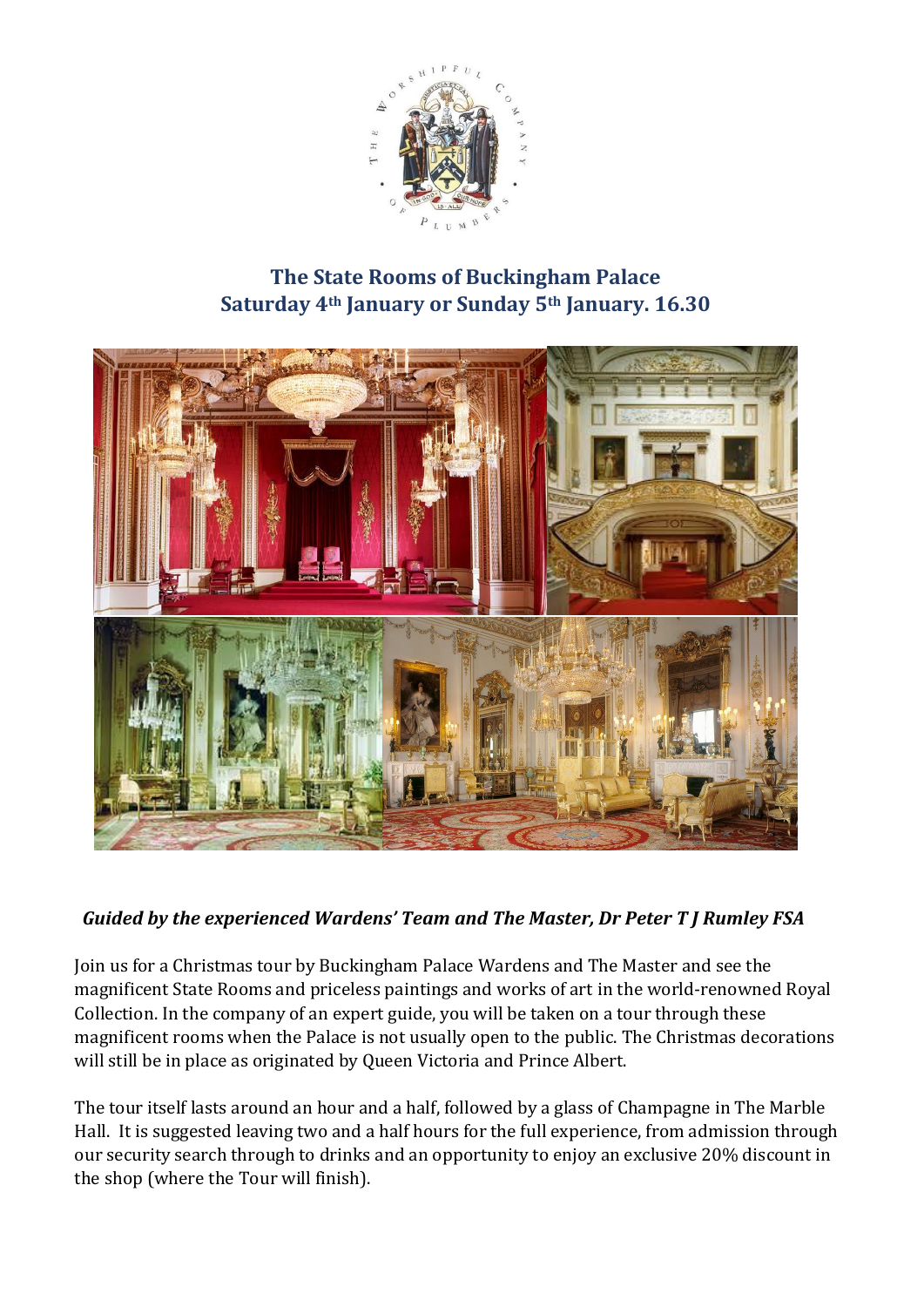## The State Rooms of Buckingham Palace

## Saturday 4th January or Sunday 5th January. 16.30

***Guided by the experienced Wardens' Team and The Master, Dr Peter T J Rumley FSA***

Join us for a Christmas tour by Buckingham Palace Wardens and The Master and see the magnificent State Rooms and priceless paintings and works of art in the world-renowned Royal Collection. In the company of an expert guide, you will be taken on a tour through these magnificent rooms when the Palace is not usually open to the public. The Christmas decorations will still be in place as originated by Queen Victoria and Prince Albert.

The tour itself lasts around an hour and a half, followed by a glass of Champagne in The Marble Hall. It is suggested leaving two and a half hours for the full experience, from admission through our security search through to drinks and an opportunity to enjoy an exclusive 20% discount in the shop (where the Tour will finish).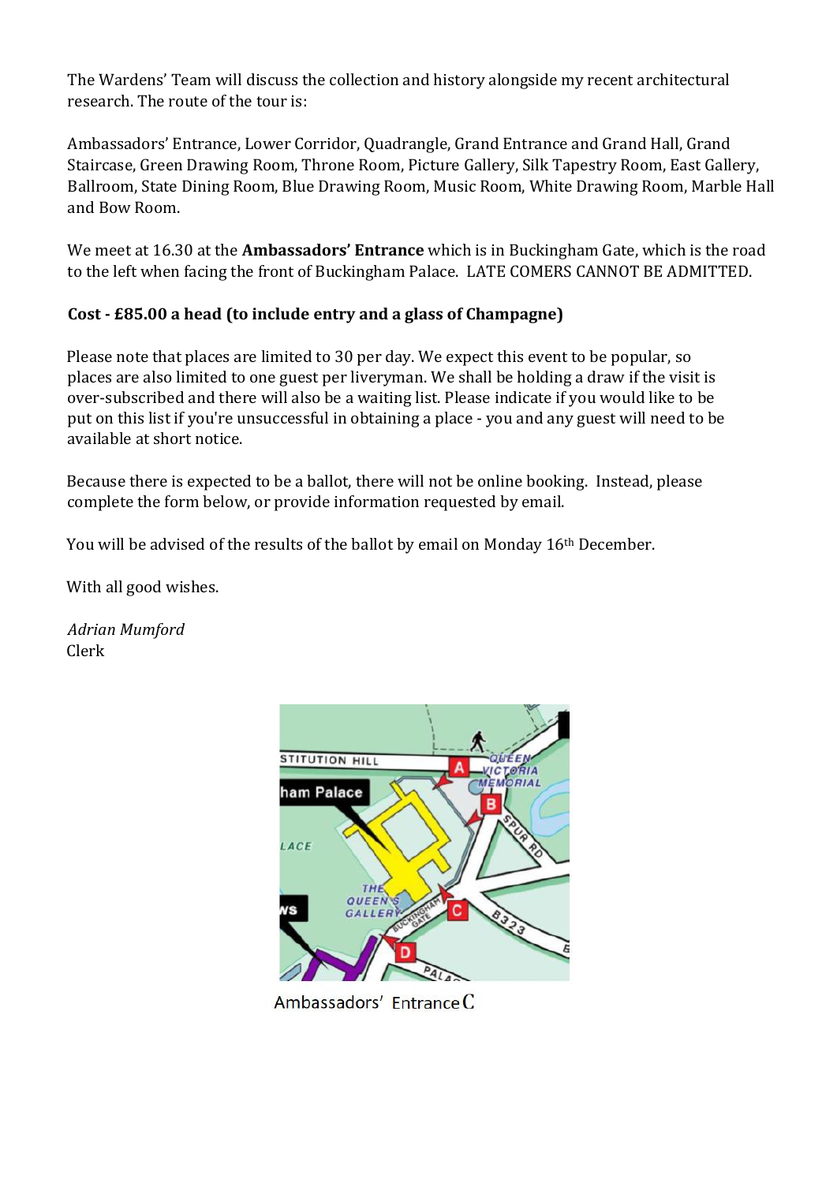The Wardens' Team will discuss the collection and history alongside my recent architectural research. The route of the tour is:

Ambassadors' Entrance, Lower Corridor, Quadrangle, Grand Entrance and Grand Hall, Grand Staircase, Green Drawing Room, Throne Room, Picture Gallery, Silk Tapestry Room, East Gallery, Ballroom, State Dining Room, Blue Drawing Room, Music Room, White Drawing Room, Marble Hall and Bow Room.

We meet at 16.30 at the **Ambassadors' Entrance** which is in Buckingham Gate, which is the road to the left when facing the front of Buckingham Palace. LATE COMERS CANNOT BE ADMITTED.

**Cost - £85.00 a head (to include entry and a glass of Champagne)**

Please note that places are limited to 30 per day. We expect this event to be popular, so places are also limited to one guest per liveryman. We shall be holding a draw if the visit is over-subscribed and there will also be a waiting list. Please indicate if you would like to be put on this list if you're unsuccessful in obtaining a place - you and any guest will need to be available at short notice.

Because there is expected to be a ballot, there will not be online booking. Instead, please complete the form below, or provide information requested by email.

You will be advised of the results of the ballot by email on Monday 16th December.

With all good wishes.

*Adrian Mumford*
Clerk

Ambassadors' Entrance C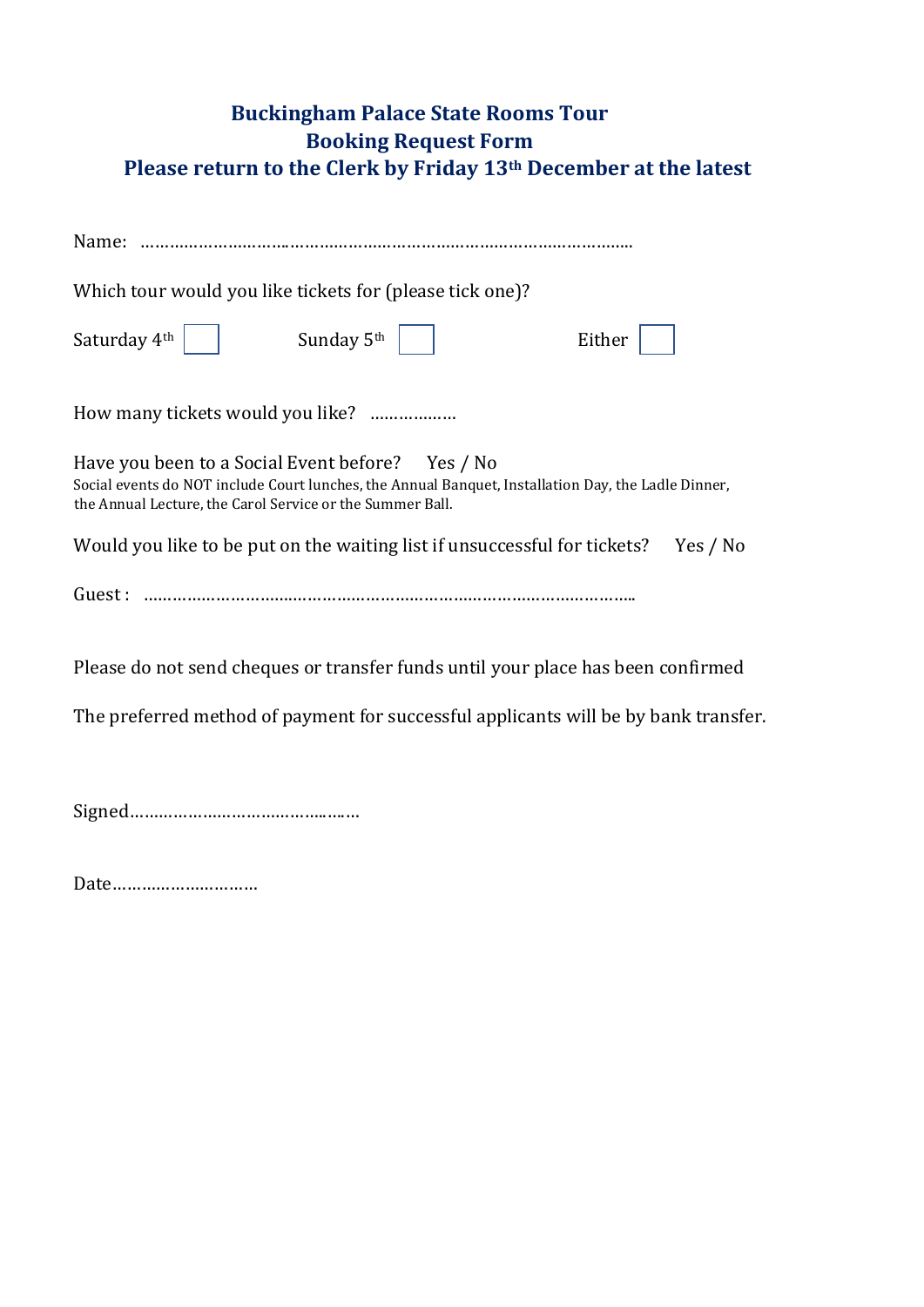# Buckingham Palace State Rooms Tour
## Booking Request Form
## Please return to the Clerk by Friday 13th December at the latest

Name: ………………………………………………………………………………………..

Which tour would you like tickets for (please tick one)?

Saturday 4th ☐ Sunday 5th ☐ Either ☐

How many tickets would you like? ………………

Have you been to a Social Event before? Yes / No

Social events do NOT include Court lunches, the Annual Banquet, Installation Day, the Ladle Dinner, the Annual Lecture, the Carol Service or the Summer Ball.

Would you like to be put on the waiting list if unsuccessful for tickets? Yes / No

Guest : ………………………………………………………………………………………..

Please do not send cheques or transfer funds until your place has been confirmed

The preferred method of payment for successful applicants will be by bank transfer.

Signed…………………………………………

Date…………………………